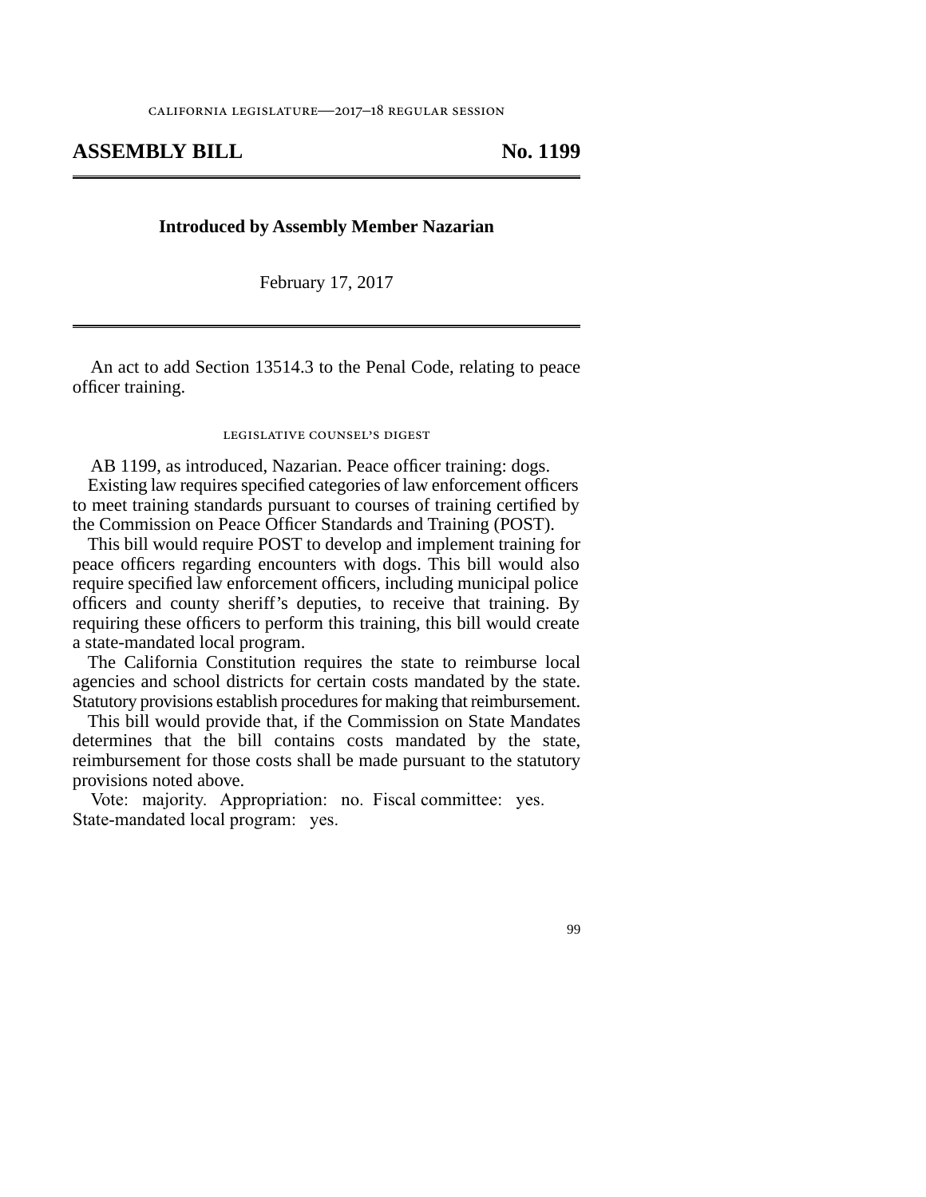california legislature—2017–18 regular session

# ASSEMBLY BILL No. 1199

**Introduced by Assembly Member Nazarian**

February 17, 2017

An act to add Section 13514.3 to the Penal Code, relating to peace officer training.

## legislative counsel's digest

AB 1199, as introduced, Nazarian. Peace officer training: dogs.

Existing law requires specified categories of law enforcement officers to meet training standards pursuant to courses of training certified by the Commission on Peace Officer Standards and Training (POST).

This bill would require POST to develop and implement training for peace officers regarding encounters with dogs. This bill would also require specified law enforcement officers, including municipal police officers and county sheriff's deputies, to receive that training. By requiring these officers to perform this training, this bill would create a state-mandated local program.

The California Constitution requires the state to reimburse local agencies and school districts for certain costs mandated by the state. Statutory provisions establish procedures for making that reimbursement.

This bill would provide that, if the Commission on State Mandates determines that the bill contains costs mandated by the state, reimbursement for those costs shall be made pursuant to the statutory provisions noted above.

Vote: majority. Appropriation: no. Fiscal committee: yes. State-mandated local program: yes.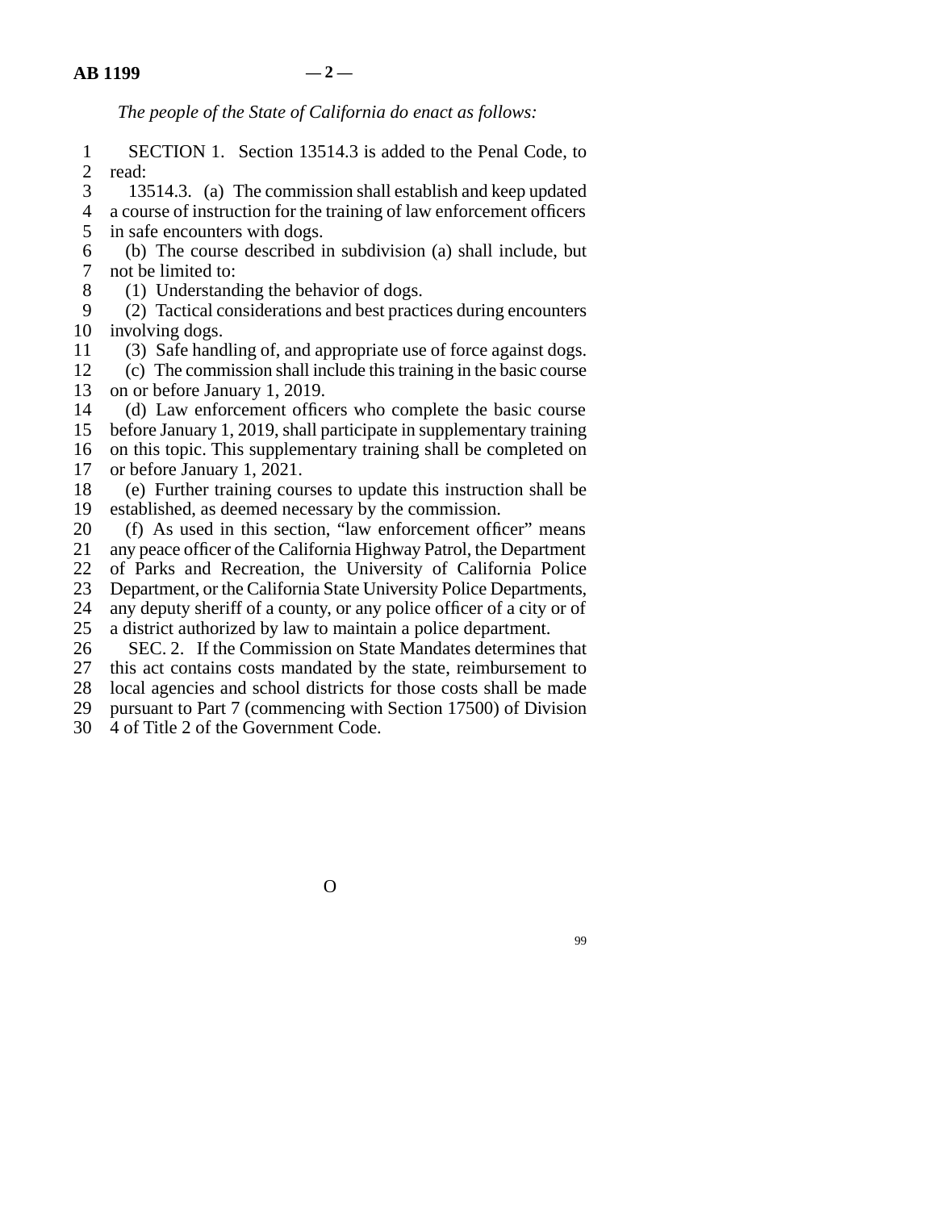*The people of the State of California do enact as follows:*

SECTION 1. Section 13514.3 is added to the Penal Code, to read:

13514.3. (a) The commission shall establish and keep updated a course of instruction for the training of law enforcement officers in safe encounters with dogs.

(b) The course described in subdivision (a) shall include, but not be limited to:

(1) Understanding the behavior of dogs.

(2) Tactical considerations and best practices during encounters involving dogs.

(3) Safe handling of, and appropriate use of force against dogs.

(c) The commission shall include this training in the basic course on or before January 1, 2019.

(d) Law enforcement officers who complete the basic course before January 1, 2019, shall participate in supplementary training on this topic. This supplementary training shall be completed on or before January 1, 2021.

(e) Further training courses to update this instruction shall be established, as deemed necessary by the commission.

(f) As used in this section, "law enforcement officer" means any peace officer of the California Highway Patrol, the Department of Parks and Recreation, the University of California Police Department, or the California State University Police Departments, any deputy sheriff of a county, or any police officer of a city or of a district authorized by law to maintain a police department.

SEC. 2. If the Commission on State Mandates determines that this act contains costs mandated by the state, reimbursement to local agencies and school districts for those costs shall be made pursuant to Part 7 (commencing with Section 17500) of Division 4 of Title 2 of the Government Code.